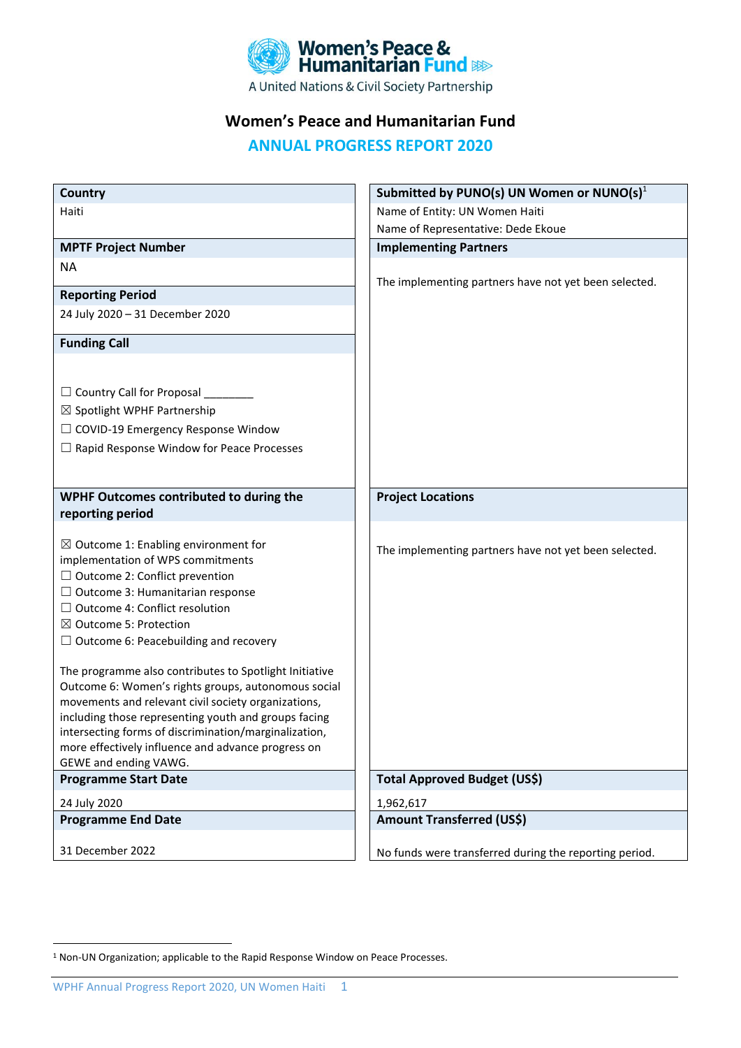Women's Peace & Humanitarian Fund

A United Nations & Civil Society Partnership

# Women's Peace and Humanitarian Fund

## ANNUAL PROGRESS REPORT 2020

| Country | Submitted by PUNO(s) UN Women or NUNO(s)[1] |
|---|---|
| Haiti | Name of Entity: UN Women Haiti<br>Name of Representative: Dede Ekoue |
| **MPTF Project Number** | **Implementing Partners** |
| NA | The implementing partners have not yet been selected. |
| **Reporting Period** | |
| 24 July 2020 – 31 December 2020 | |
| **Funding Call** | |
| ☐ Country Call for Proposal ________<br>☒ Spotlight WPHF Partnership<br>☐ COVID-19 Emergency Response Window<br>☐ Rapid Response Window for Peace Processes | |
| **WPHF Outcomes contributed to during the reporting period** | **Project Locations** |
| ☒ Outcome 1: Enabling environment for implementation of WPS commitments<br>☐ Outcome 2: Conflict prevention<br>☐ Outcome 3: Humanitarian response<br>☐ Outcome 4: Conflict resolution<br>☒ Outcome 5: Protection<br>☐ Outcome 6: Peacebuilding and recovery<br><br>The programme also contributes to Spotlight Initiative Outcome 6: Women's rights groups, autonomous social movements and relevant civil society organizations, including those representing youth and groups facing intersecting forms of discrimination/marginalization, more effectively influence and advance progress on GEWE and ending VAWG. | The implementing partners have not yet been selected. |
| **Programme Start Date** | **Total Approved Budget (US$)** |
| 24 July 2020 | 1,962,617 |
| **Programme End Date** | **Amount Transferred (US$)** |
| 31 December 2022 | No funds were transferred during the reporting period. |

[1] Non-UN Organization; applicable to the Rapid Response Window on Peace Processes.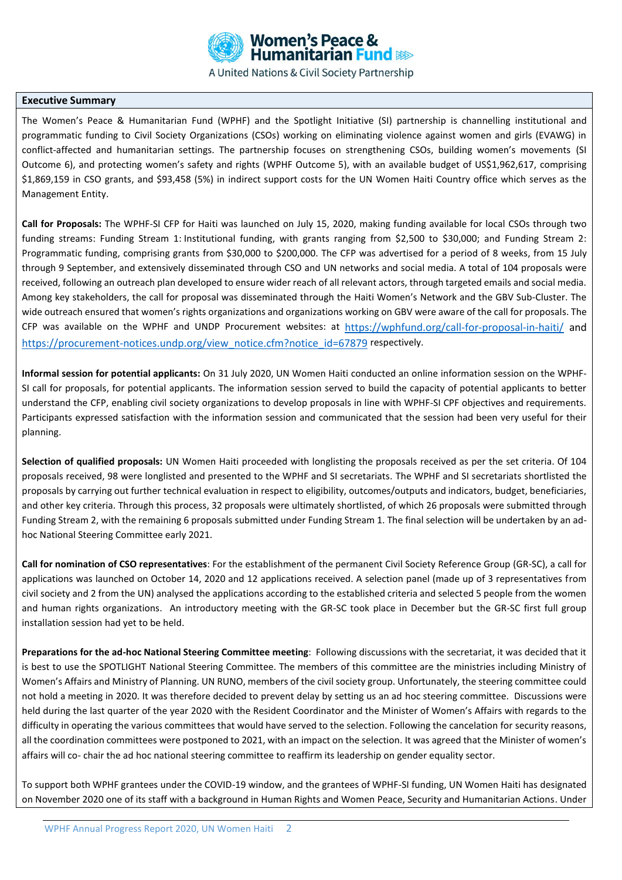## Executive Summary

The Women's Peace & Humanitarian Fund (WPHF) and the Spotlight Initiative (SI) partnership is channelling institutional and programmatic funding to Civil Society Organizations (CSOs) working on eliminating violence against women and girls (EVAWG) in conflict-affected and humanitarian settings. The partnership focuses on strengthening CSOs, building women's movements (SI Outcome 6), and protecting women's safety and rights (WPHF Outcome 5), with an available budget of US$1,962,617, comprising $1,869,159 in CSO grants, and $93,458 (5%) in indirect support costs for the UN Women Haiti Country office which serves as the Management Entity.

**Call for Proposals:** The WPHF-SI CFP for Haiti was launched on July 15, 2020, making funding available for local CSOs through two funding streams: Funding Stream 1: Institutional funding, with grants ranging from $2,500 to $30,000; and Funding Stream 2: Programmatic funding, comprising grants from $30,000 to $200,000. The CFP was advertised for a period of 8 weeks, from 15 July through 9 September, and extensively disseminated through CSO and UN networks and social media. A total of 104 proposals were received, following an outreach plan developed to ensure wider reach of all relevant actors, through targeted emails and social media. Among key stakeholders, the call for proposal was disseminated through the Haiti Women's Network and the GBV Sub-Cluster. The wide outreach ensured that women's rights organizations and organizations working on GBV were aware of the call for proposals. The CFP was available on the WPHF and UNDP Procurement websites: at https://wphfund.org/call-for-proposal-in-haiti/ and https://procurement-notices.undp.org/view_notice.cfm?notice_id=67879 respectively.

**Informal session for potential applicants:** On 31 July 2020, UN Women Haiti conducted an online information session on the WPHF-SI call for proposals, for potential applicants. The information session served to build the capacity of potential applicants to better understand the CFP, enabling civil society organizations to develop proposals in line with WPHF-SI CPF objectives and requirements. Participants expressed satisfaction with the information session and communicated that the session had been very useful for their planning.

**Selection of qualified proposals:** UN Women Haiti proceeded with longlisting the proposals received as per the set criteria. Of 104 proposals received, 98 were longlisted and presented to the WPHF and SI secretariats. The WPHF and SI secretariats shortlisted the proposals by carrying out further technical evaluation in respect to eligibility, outcomes/outputs and indicators, budget, beneficiaries, and other key criteria. Through this process, 32 proposals were ultimately shortlisted, of which 26 proposals were submitted through Funding Stream 2, with the remaining 6 proposals submitted under Funding Stream 1. The final selection will be undertaken by an ad-hoc National Steering Committee early 2021.

**Call for nomination of CSO representatives**: For the establishment of the permanent Civil Society Reference Group (GR-SC), a call for applications was launched on October 14, 2020 and 12 applications received. A selection panel (made up of 3 representatives from civil society and 2 from the UN) analysed the applications according to the established criteria and selected 5 people from the women and human rights organizations. An introductory meeting with the GR-SC took place in December but the GR-SC first full group installation session had yet to be held.

**Preparations for the ad-hoc National Steering Committee meeting**: Following discussions with the secretariat, it was decided that it is best to use the SPOTLIGHT National Steering Committee. The members of this committee are the ministries including Ministry of Women's Affairs and Ministry of Planning. UN RUNO, members of the civil society group. Unfortunately, the steering committee could not hold a meeting in 2020. It was therefore decided to prevent delay by setting us an ad hoc steering committee. Discussions were held during the last quarter of the year 2020 with the Resident Coordinator and the Minister of Women's Affairs with regards to the difficulty in operating the various committees that would have served to the selection. Following the cancelation for security reasons, all the coordination committees were postponed to 2021, with an impact on the selection. It was agreed that the Minister of women's affairs will co- chair the ad hoc national steering committee to reaffirm its leadership on gender equality sector.

To support both WPHF grantees under the COVID-19 window, and the grantees of WPHF-SI funding, UN Women Haiti has designated on November 2020 one of its staff with a background in Human Rights and Women Peace, Security and Humanitarian Actions. Under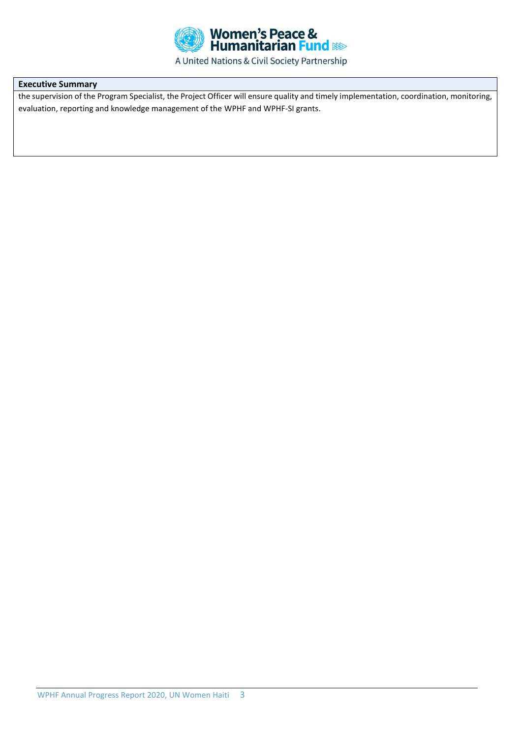**Executive Summary**

the supervision of the Program Specialist, the Project Officer will ensure quality and timely implementation, coordination, monitoring, evaluation, reporting and knowledge management of the WPHF and WPHF-SI grants.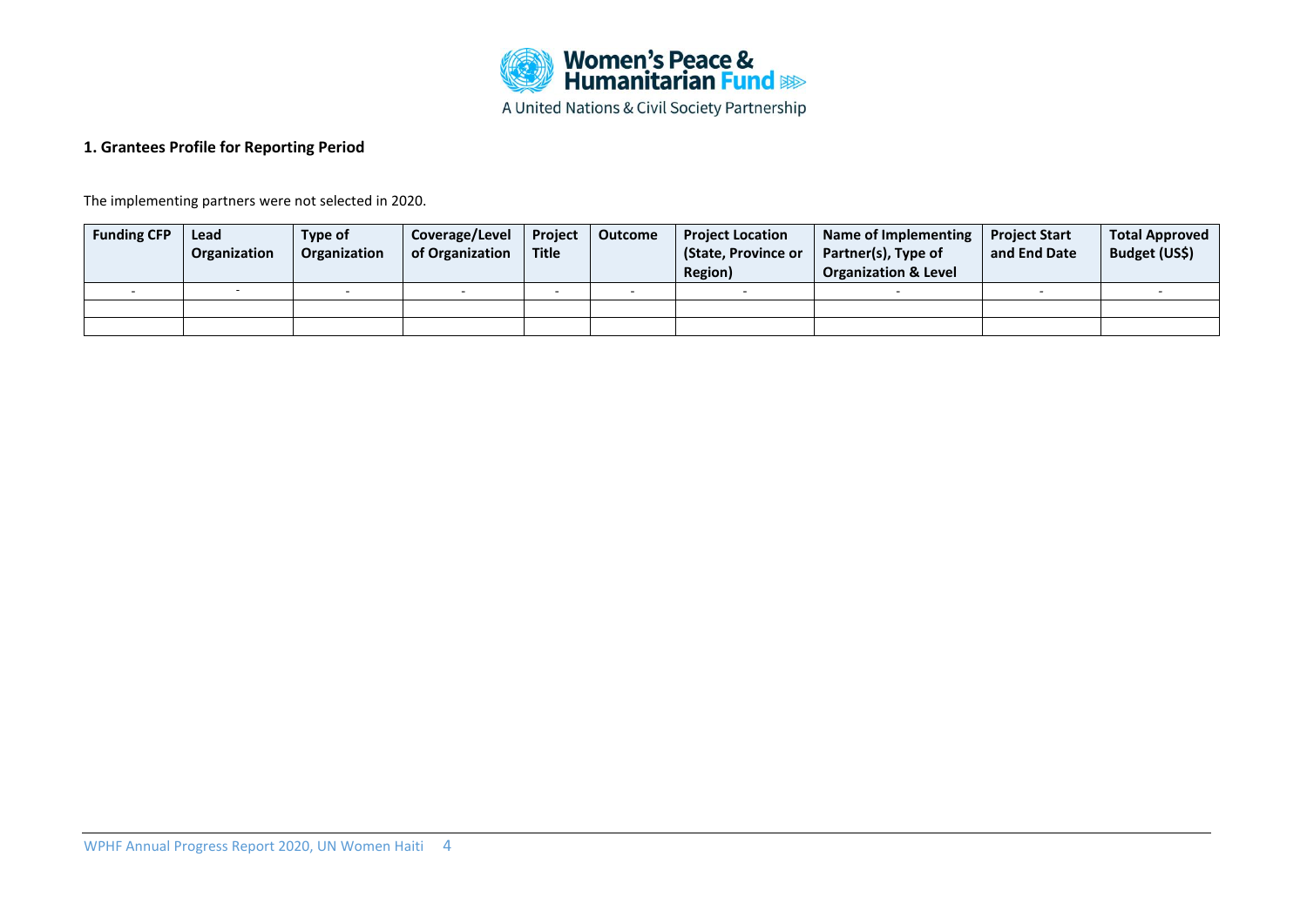## 1. Grantees Profile for Reporting Period

The implementing partners were not selected in 2020.

| Funding CFP | Lead Organization | Type of Organization | Coverage/Level of Organization | Project Title | Outcome | Project Location (State, Province or Region) | Name of Implementing Partner(s), Type of Organization & Level | Project Start and End Date | Total Approved Budget (US$) |
|---|---|---|---|---|---|---|---|---|---|
| - | - | - | - | - | - | - | - | - | - |
| | | | | | | | | | |
| | | | | | | | | | |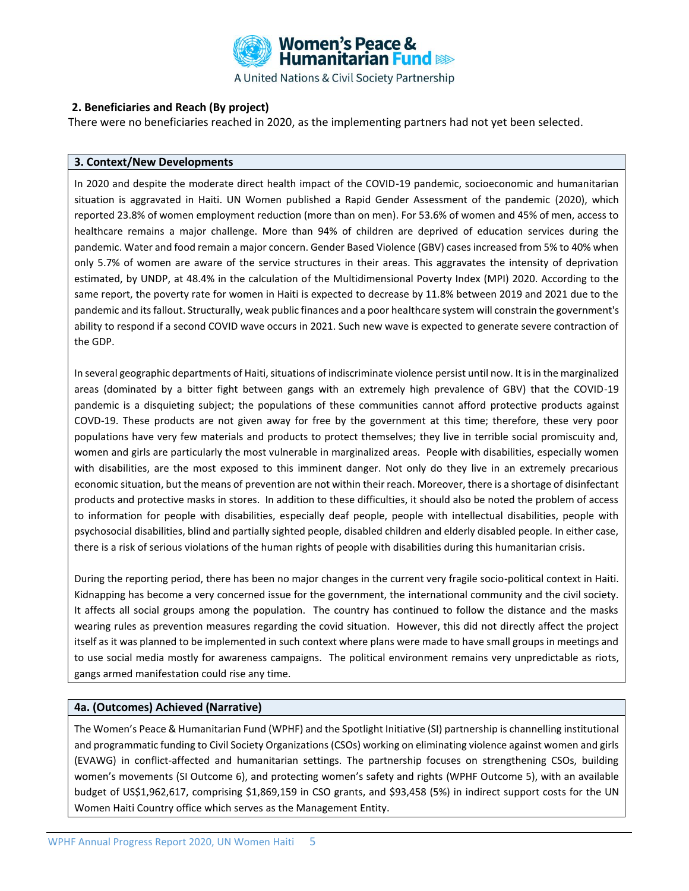## 2. Beneficiaries and Reach (By project)

There were no beneficiaries reached in 2020, as the implementing partners had not yet been selected.

### 3. Context/New Developments

In 2020 and despite the moderate direct health impact of the COVID-19 pandemic, socioeconomic and humanitarian situation is aggravated in Haiti. UN Women published a Rapid Gender Assessment of the pandemic (2020), which reported 23.8% of women employment reduction (more than on men). For 53.6% of women and 45% of men, access to healthcare remains a major challenge. More than 94% of children are deprived of education services during the pandemic. Water and food remain a major concern. Gender Based Violence (GBV) cases increased from 5% to 40% when only 5.7% of women are aware of the service structures in their areas. This aggravates the intensity of deprivation estimated, by UNDP, at 48.4% in the calculation of the Multidimensional Poverty Index (MPI) 2020. According to the same report, the poverty rate for women in Haiti is expected to decrease by 11.8% between 2019 and 2021 due to the pandemic and its fallout. Structurally, weak public finances and a poor healthcare system will constrain the government's ability to respond if a second COVID wave occurs in 2021. Such new wave is expected to generate severe contraction of the GDP.

In several geographic departments of Haiti, situations of indiscriminate violence persist until now. It is in the marginalized areas (dominated by a bitter fight between gangs with an extremely high prevalence of GBV) that the COVID-19 pandemic is a disquieting subject; the populations of these communities cannot afford protective products against COVD-19. These products are not given away for free by the government at this time; therefore, these very poor populations have very few materials and products to protect themselves; they live in terrible social promiscuity and, women and girls are particularly the most vulnerable in marginalized areas. People with disabilities, especially women with disabilities, are the most exposed to this imminent danger. Not only do they live in an extremely precarious economic situation, but the means of prevention are not within their reach. Moreover, there is a shortage of disinfectant products and protective masks in stores. In addition to these difficulties, it should also be noted the problem of access to information for people with disabilities, especially deaf people, people with intellectual disabilities, people with psychosocial disabilities, blind and partially sighted people, disabled children and elderly disabled people. In either case, there is a risk of serious violations of the human rights of people with disabilities during this humanitarian crisis.

During the reporting period, there has been no major changes in the current very fragile socio-political context in Haiti. Kidnapping has become a very concerned issue for the government, the international community and the civil society. It affects all social groups among the population. The country has continued to follow the distance and the masks wearing rules as prevention measures regarding the covid situation. However, this did not directly affect the project itself as it was planned to be implemented in such context where plans were made to have small groups in meetings and to use social media mostly for awareness campaigns. The political environment remains very unpredictable as riots, gangs armed manifestation could rise any time.

### 4a. (Outcomes) Achieved (Narrative)

The Women's Peace & Humanitarian Fund (WPHF) and the Spotlight Initiative (SI) partnership is channelling institutional and programmatic funding to Civil Society Organizations (CSOs) working on eliminating violence against women and girls (EVAWG) in conflict-affected and humanitarian settings. The partnership focuses on strengthening CSOs, building women's movements (SI Outcome 6), and protecting women's safety and rights (WPHF Outcome 5), with an available budget of US$1,962,617, comprising $1,869,159 in CSO grants, and $93,458 (5%) in indirect support costs for the UN Women Haiti Country office which serves as the Management Entity.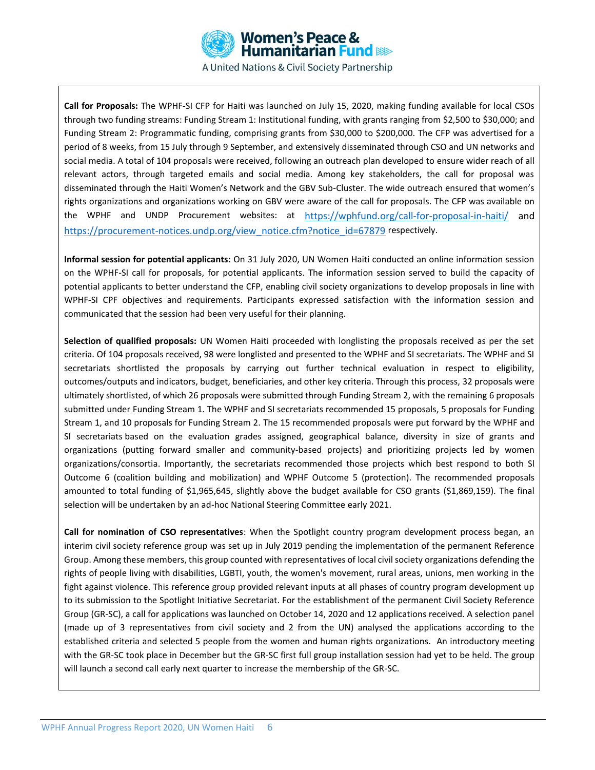**Call for Proposals:** The WPHF-SI CFP for Haiti was launched on July 15, 2020, making funding available for local CSOs through two funding streams: Funding Stream 1: Institutional funding, with grants ranging from $2,500 to $30,000; and Funding Stream 2: Programmatic funding, comprising grants from $30,000 to $200,000. The CFP was advertised for a period of 8 weeks, from 15 July through 9 September, and extensively disseminated through CSO and UN networks and social media. A total of 104 proposals were received, following an outreach plan developed to ensure wider reach of all relevant actors, through targeted emails and social media. Among key stakeholders, the call for proposal was disseminated through the Haiti Women's Network and the GBV Sub-Cluster. The wide outreach ensured that women's rights organizations and organizations working on GBV were aware of the call for proposals. The CFP was available on the WPHF and UNDP Procurement websites: at https://wphfund.org/call-for-proposal-in-haiti/ and https://procurement-notices.undp.org/view_notice.cfm?notice_id=67879 respectively.

**Informal session for potential applicants:** On 31 July 2020, UN Women Haiti conducted an online information session on the WPHF-SI call for proposals, for potential applicants. The information session served to build the capacity of potential applicants to better understand the CFP, enabling civil society organizations to develop proposals in line with WPHF-SI CPF objectives and requirements. Participants expressed satisfaction with the information session and communicated that the session had been very useful for their planning.

**Selection of qualified proposals:** UN Women Haiti proceeded with longlisting the proposals received as per the set criteria. Of 104 proposals received, 98 were longlisted and presented to the WPHF and SI secretariats. The WPHF and SI secretariats shortlisted the proposals by carrying out further technical evaluation in respect to eligibility, outcomes/outputs and indicators, budget, beneficiaries, and other key criteria. Through this process, 32 proposals were ultimately shortlisted, of which 26 proposals were submitted through Funding Stream 2, with the remaining 6 proposals submitted under Funding Stream 1. The WPHF and SI secretariats recommended 15 proposals, 5 proposals for Funding Stream 1, and 10 proposals for Funding Stream 2. The 15 recommended proposals were put forward by the WPHF and SI secretariats based on the evaluation grades assigned, geographical balance, diversity in size of grants and organizations (putting forward smaller and community-based projects) and prioritizing projects led by women organizations/consortia. Importantly, the secretariats recommended those projects which best respond to both SI Outcome 6 (coalition building and mobilization) and WPHF Outcome 5 (protection). The recommended proposals amounted to total funding of $1,965,645, slightly above the budget available for CSO grants ($1,869,159). The final selection will be undertaken by an ad-hoc National Steering Committee early 2021.

**Call for nomination of CSO representatives**: When the Spotlight country program development process began, an interim civil society reference group was set up in July 2019 pending the implementation of the permanent Reference Group. Among these members, this group counted with representatives of local civil society organizations defending the rights of people living with disabilities, LGBTI, youth, the women's movement, rural areas, unions, men working in the fight against violence. This reference group provided relevant inputs at all phases of country program development up to its submission to the Spotlight Initiative Secretariat. For the establishment of the permanent Civil Society Reference Group (GR-SC), a call for applications was launched on October 14, 2020 and 12 applications received. A selection panel (made up of 3 representatives from civil society and 2 from the UN) analysed the applications according to the established criteria and selected 5 people from the women and human rights organizations. An introductory meeting with the GR-SC took place in December but the GR-SC first full group installation session had yet to be held. The group will launch a second call early next quarter to increase the membership of the GR-SC.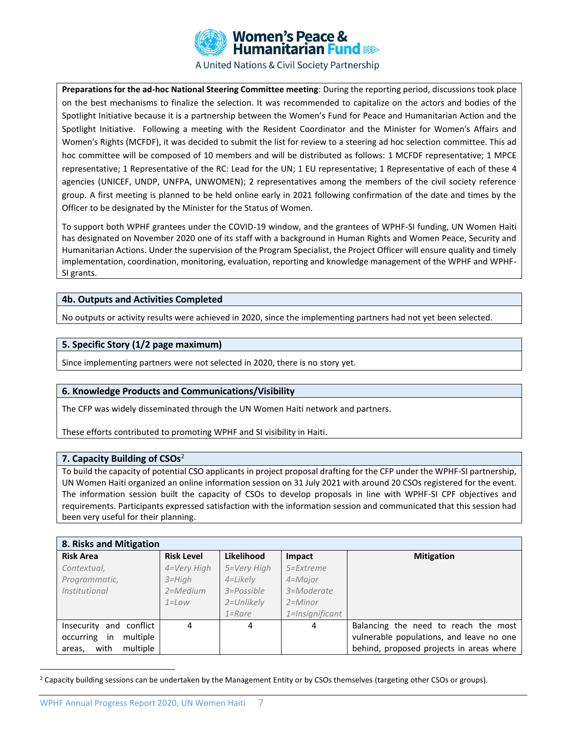**Preparations for the ad-hoc National Steering Committee meeting**: During the reporting period, discussions took place on the best mechanisms to finalize the selection. It was recommended to capitalize on the actors and bodies of the Spotlight Initiative because it is a partnership between the Women's Fund for Peace and Humanitarian Action and the Spotlight Initiative. Following a meeting with the Resident Coordinator and the Minister for Women's Affairs and Women's Rights (MCFDF), it was decided to submit the list for review to a steering ad hoc selection committee. This ad hoc committee will be composed of 10 members and will be distributed as follows: 1 MCFDF representative; 1 MPCE representative; 1 Representative of the RC: Lead for the UN; 1 EU representative; 1 Representative of each of these 4 agencies (UNICEF, UNDP, UNFPA, UNWOMEN); 2 representatives among the members of the civil society reference group. A first meeting is planned to be held online early in 2021 following confirmation of the date and times by the Officer to be designated by the Minister for the Status of Women.

To support both WPHF grantees under the COVID-19 window, and the grantees of WPHF-SI funding, UN Women Haiti has designated on November 2020 one of its staff with a background in Human Rights and Women Peace, Security and Humanitarian Actions. Under the supervision of the Program Specialist, the Project Officer will ensure quality and timely implementation, coordination, monitoring, evaluation, reporting and knowledge management of the WPHF and WPHF-SI grants.

## 4b. Outputs and Activities Completed

No outputs or activity results were achieved in 2020, since the implementing partners had not yet been selected.

## 5. Specific Story (1/2 page maximum)

Since implementing partners were not selected in 2020, there is no story yet.

## 6. Knowledge Products and Communications/Visibility

The CFP was widely disseminated through the UN Women Haiti network and partners.

These efforts contributed to promoting WPHF and SI visibility in Haiti.

## 7. Capacity Building of CSOs[2]

To build the capacity of potential CSO applicants in project proposal drafting for the CFP under the WPHF-SI partnership, UN Women Haiti organized an online information session on 31 July 2021 with around 20 CSOs registered for the event. The information session built the capacity of CSOs to develop proposals in line with WPHF-SI CPF objectives and requirements. Participants expressed satisfaction with the information session and communicated that this session had been very useful for their planning.

## 8. Risks and Mitigation

| Risk Area<br>*Contextual, Programmatic, Institutional* | Risk Level<br>*4=Very High*<br>*3=High*<br>*2=Medium*<br>*1=Low* | Likelihood<br>*5=Very High*<br>*4=Likely*<br>*3=Possible*<br>*2=Unlikely*<br>*1=Rare* | Impact<br>*5=Extreme*<br>*4=Major*<br>*3=Moderate*<br>*2=Minor*<br>*1=Insignificant* | Mitigation |
|---|---|---|---|---|
| Insecurity and conflict occurring in multiple areas, with multiple | 4 | 4 | 4 | Balancing the need to reach the most vulnerable populations, and leave no one behind, proposed projects in areas where |

[2] Capacity building sessions can be undertaken by the Management Entity or by CSOs themselves (targeting other CSOs or groups).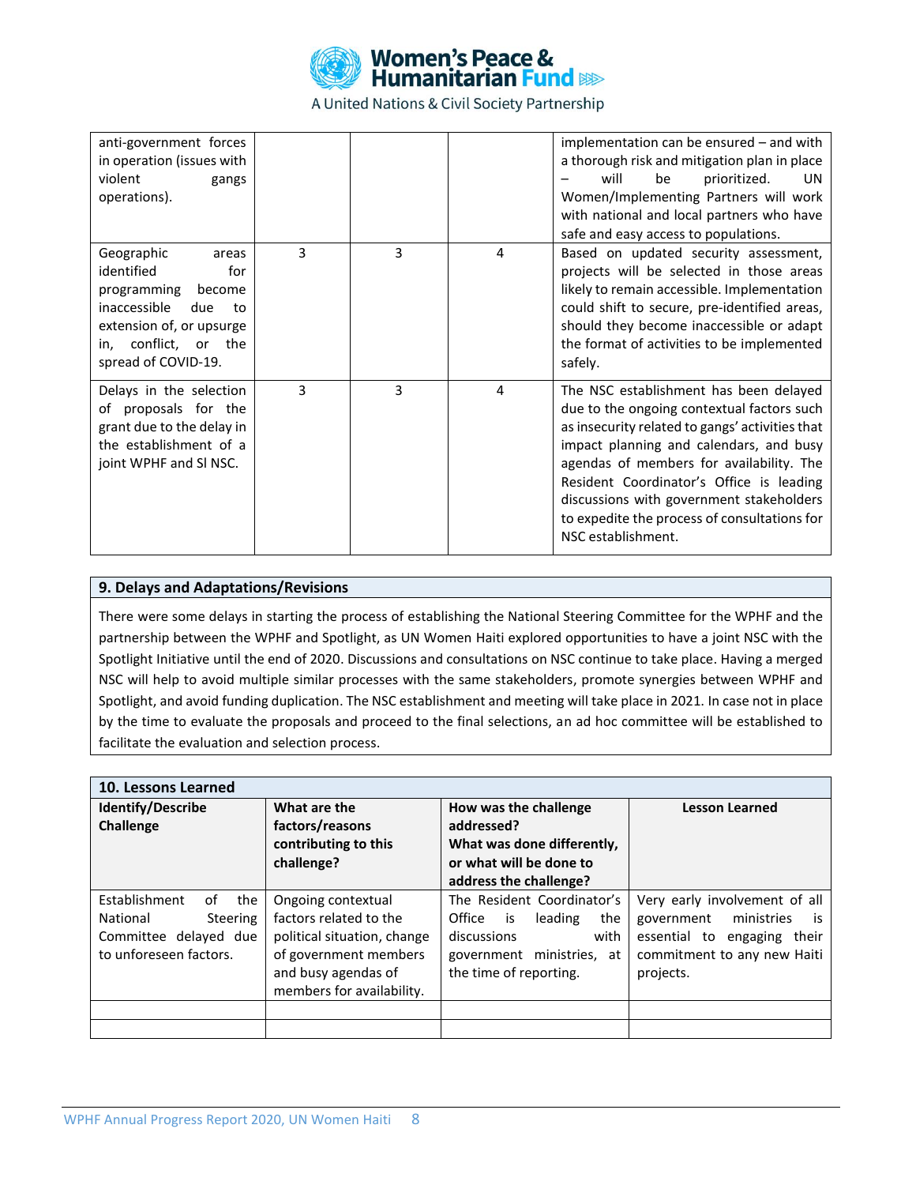| | | | | |
|---|---|---|---|---|
| anti-government forces in operation (issues with violent gangs operations). | | | | implementation can be ensured – and with a thorough risk and mitigation plan in place – will be prioritized. UN Women/Implementing Partners will work with national and local partners who have safe and easy access to populations. |
| Geographic areas identified for programming become inaccessible due to extension of, or upsurge in, conflict, or the spread of COVID-19. | 3 | 3 | 4 | Based on updated security assessment, projects will be selected in those areas likely to remain accessible. Implementation could shift to secure, pre-identified areas, should they become inaccessible or adapt the format of activities to be implemented safely. |
| Delays in the selection of proposals for the grant due to the delay in the establishment of a joint WPHF and SI NSC. | 3 | 3 | 4 | The NSC establishment has been delayed due to the ongoing contextual factors such as insecurity related to gangs' activities that impact planning and calendars, and busy agendas of members for availability. The Resident Coordinator's Office is leading discussions with government stakeholders to expedite the process of consultations for NSC establishment. |

## 9. Delays and Adaptations/Revisions

There were some delays in starting the process of establishing the National Steering Committee for the WPHF and the partnership between the WPHF and Spotlight, as UN Women Haiti explored opportunities to have a joint NSC with the Spotlight Initiative until the end of 2020. Discussions and consultations on NSC continue to take place. Having a merged NSC will help to avoid multiple similar processes with the same stakeholders, promote synergies between WPHF and Spotlight, and avoid funding duplication. The NSC establishment and meeting will take place in 2021. In case not in place by the time to evaluate the proposals and proceed to the final selections, an ad hoc committee will be established to facilitate the evaluation and selection process.

## 10. Lessons Learned

| Identify/Describe Challenge | What are the factors/reasons contributing to this challenge? | How was the challenge addressed? What was done differently, or what will be done to address the challenge? | Lesson Learned |
|---|---|---|---|
| Establishment of the National Steering Committee delayed due to unforeseen factors. | Ongoing contextual factors related to the political situation, change of government members and busy agendas of members for availability. | The Resident Coordinator's Office is leading the discussions with government ministries, at the time of reporting. | Very early involvement of all government ministries is essential to engaging their commitment to any new Haiti projects. |
| | | | |
| | | | |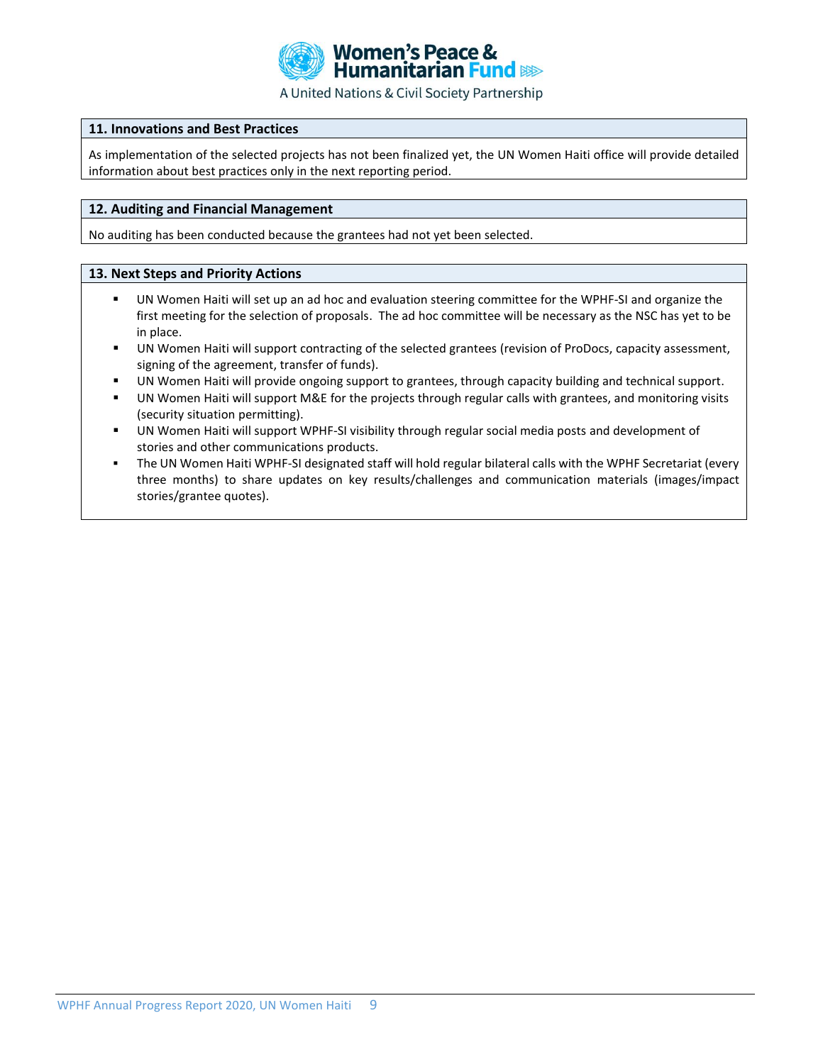## 11. Innovations and Best Practices

As implementation of the selected projects has not been finalized yet, the UN Women Haiti office will provide detailed information about best practices only in the next reporting period.

## 12. Auditing and Financial Management

No auditing has been conducted because the grantees had not yet been selected.

## 13. Next Steps and Priority Actions

- UN Women Haiti will set up an ad hoc and evaluation steering committee for the WPHF-SI and organize the first meeting for the selection of proposals. The ad hoc committee will be necessary as the NSC has yet to be in place.
- UN Women Haiti will support contracting of the selected grantees (revision of ProDocs, capacity assessment, signing of the agreement, transfer of funds).
- UN Women Haiti will provide ongoing support to grantees, through capacity building and technical support.
- UN Women Haiti will support M&E for the projects through regular calls with grantees, and monitoring visits (security situation permitting).
- UN Women Haiti will support WPHF-SI visibility through regular social media posts and development of stories and other communications products.
- The UN Women Haiti WPHF-SI designated staff will hold regular bilateral calls with the WPHF Secretariat (every three months) to share updates on key results/challenges and communication materials (images/impact stories/grantee quotes).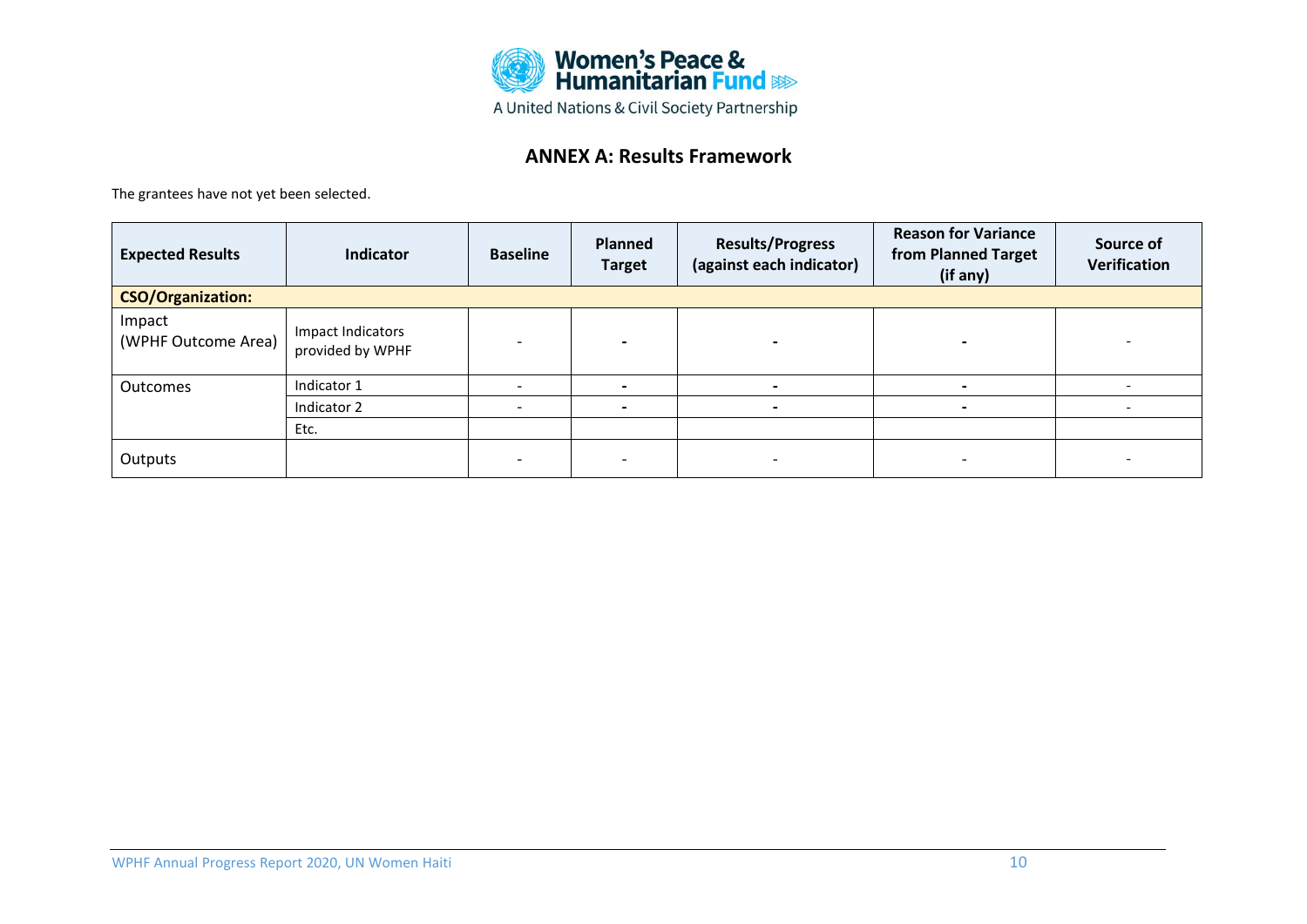## ANNEX A: Results Framework

The grantees have not yet been selected.

| Expected Results | Indicator | Baseline | Planned Target | Results/Progress (against each indicator) | Reason for Variance from Planned Target (if any) | Source of Verification |
|---|---|---|---|---|---|---|
| **CSO/Organization:** | | | | | | |
| Impact (WPHF Outcome Area) | Impact Indicators provided by WPHF | - | - | - | - | - |
| Outcomes | Indicator 1 | - | - | - | - | - |
| | Indicator 2 | - | - | - | - | - |
| | Etc. | | | | | |
| Outputs | | - | - | - | - | - |